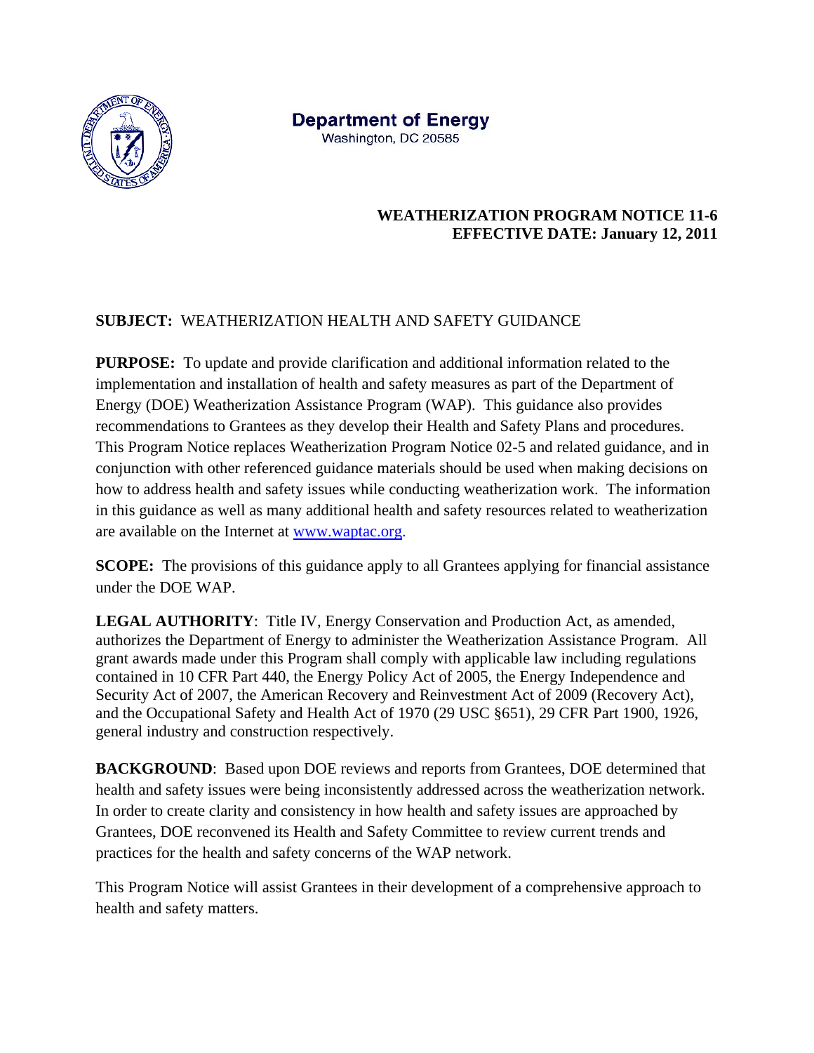**Department of Energy**
Washington, DC 20585

**WEATHERIZATION PROGRAM NOTICE 11-6**
**EFFECTIVE DATE: January 12, 2011**

**SUBJECT:** WEATHERIZATION HEALTH AND SAFETY GUIDANCE

**PURPOSE:** To update and provide clarification and additional information related to the implementation and installation of health and safety measures as part of the Department of Energy (DOE) Weatherization Assistance Program (WAP). This guidance also provides recommendations to Grantees as they develop their Health and Safety Plans and procedures. This Program Notice replaces Weatherization Program Notice 02-5 and related guidance, and in conjunction with other referenced guidance materials should be used when making decisions on how to address health and safety issues while conducting weatherization work. The information in this guidance as well as many additional health and safety resources related to weatherization are available on the Internet at www.waptac.org.

**SCOPE:** The provisions of this guidance apply to all Grantees applying for financial assistance under the DOE WAP.

**LEGAL AUTHORITY**: Title IV, Energy Conservation and Production Act, as amended, authorizes the Department of Energy to administer the Weatherization Assistance Program. All grant awards made under this Program shall comply with applicable law including regulations contained in 10 CFR Part 440, the Energy Policy Act of 2005, the Energy Independence and Security Act of 2007, the American Recovery and Reinvestment Act of 2009 (Recovery Act), and the Occupational Safety and Health Act of 1970 (29 USC §651), 29 CFR Part 1900, 1926, general industry and construction respectively.

**BACKGROUND**: Based upon DOE reviews and reports from Grantees, DOE determined that health and safety issues were being inconsistently addressed across the weatherization network. In order to create clarity and consistency in how health and safety issues are approached by Grantees, DOE reconvened its Health and Safety Committee to review current trends and practices for the health and safety concerns of the WAP network.

This Program Notice will assist Grantees in their development of a comprehensive approach to health and safety matters.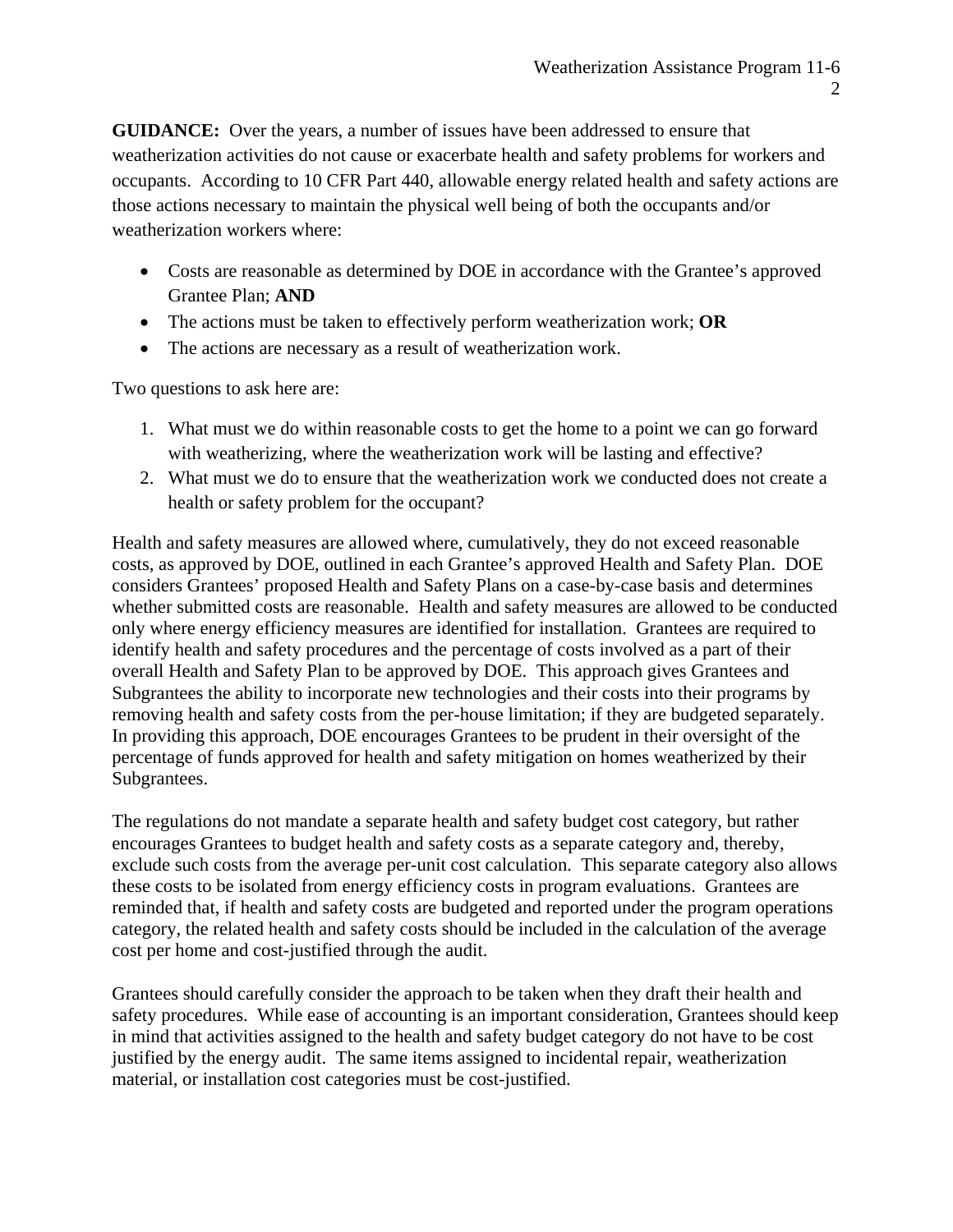**GUIDANCE:** Over the years, a number of issues have been addressed to ensure that weatherization activities do not cause or exacerbate health and safety problems for workers and occupants. According to 10 CFR Part 440, allowable energy related health and safety actions are those actions necessary to maintain the physical well being of both the occupants and/or weatherization workers where:

- Costs are reasonable as determined by DOE in accordance with the Grantee's approved Grantee Plan; **AND**
- The actions must be taken to effectively perform weatherization work; **OR**
- The actions are necessary as a result of weatherization work.

Two questions to ask here are:

1. What must we do within reasonable costs to get the home to a point we can go forward with weatherizing, where the weatherization work will be lasting and effective?
2. What must we do to ensure that the weatherization work we conducted does not create a health or safety problem for the occupant?

Health and safety measures are allowed where, cumulatively, they do not exceed reasonable costs, as approved by DOE, outlined in each Grantee's approved Health and Safety Plan. DOE considers Grantees' proposed Health and Safety Plans on a case-by-case basis and determines whether submitted costs are reasonable. Health and safety measures are allowed to be conducted only where energy efficiency measures are identified for installation. Grantees are required to identify health and safety procedures and the percentage of costs involved as a part of their overall Health and Safety Plan to be approved by DOE. This approach gives Grantees and Subgrantees the ability to incorporate new technologies and their costs into their programs by removing health and safety costs from the per-house limitation; if they are budgeted separately. In providing this approach, DOE encourages Grantees to be prudent in their oversight of the percentage of funds approved for health and safety mitigation on homes weatherized by their Subgrantees.

The regulations do not mandate a separate health and safety budget cost category, but rather encourages Grantees to budget health and safety costs as a separate category and, thereby, exclude such costs from the average per-unit cost calculation. This separate category also allows these costs to be isolated from energy efficiency costs in program evaluations. Grantees are reminded that, if health and safety costs are budgeted and reported under the program operations category, the related health and safety costs should be included in the calculation of the average cost per home and cost-justified through the audit.

Grantees should carefully consider the approach to be taken when they draft their health and safety procedures. While ease of accounting is an important consideration, Grantees should keep in mind that activities assigned to the health and safety budget category do not have to be cost justified by the energy audit. The same items assigned to incidental repair, weatherization material, or installation cost categories must be cost-justified.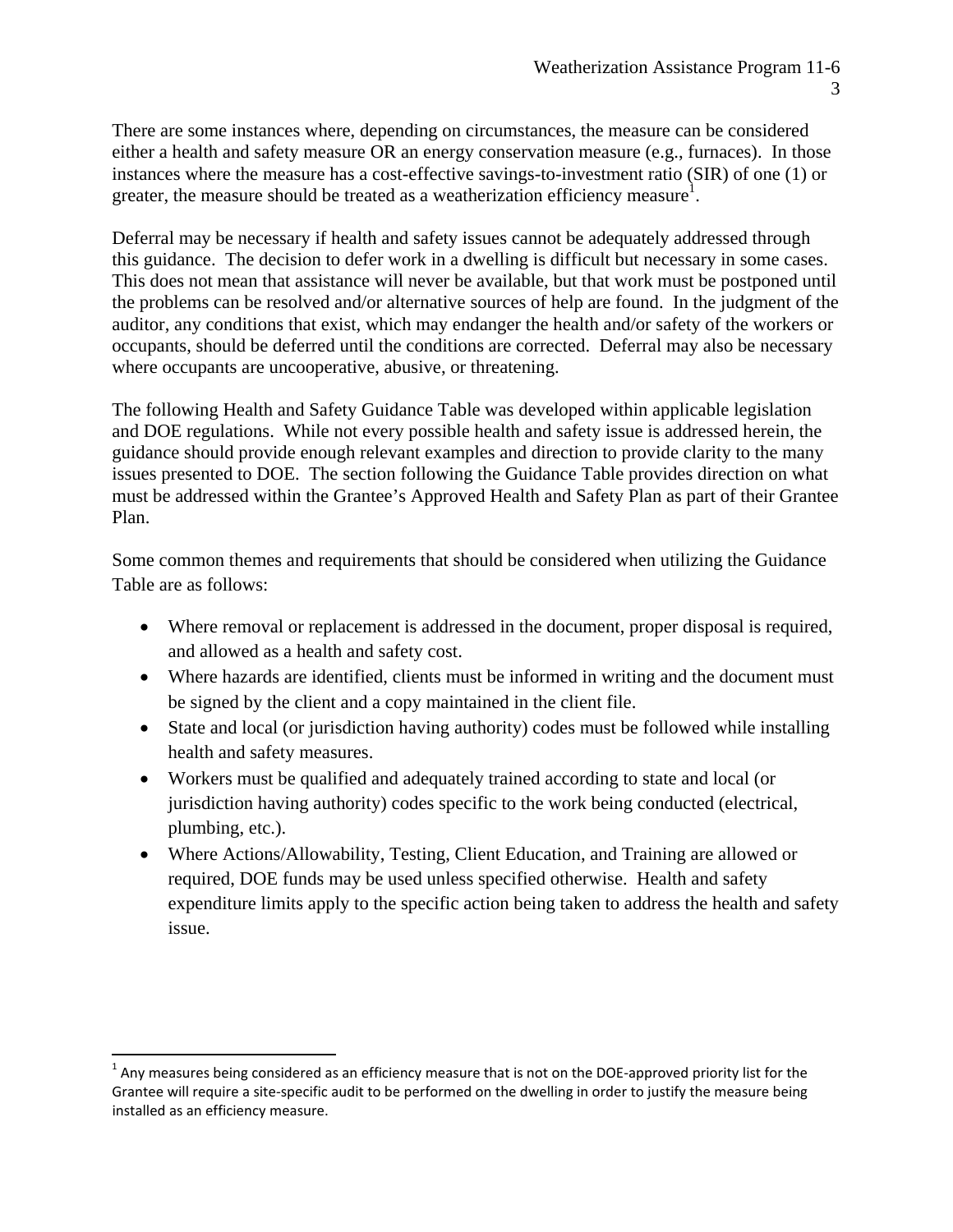There are some instances where, depending on circumstances, the measure can be considered either a health and safety measure OR an energy conservation measure (e.g., furnaces). In those instances where the measure has a cost-effective savings-to-investment ratio (SIR) of one (1) or greater, the measure should be treated as a weatherization efficiency measure[1].

Deferral may be necessary if health and safety issues cannot be adequately addressed through this guidance. The decision to defer work in a dwelling is difficult but necessary in some cases. This does not mean that assistance will never be available, but that work must be postponed until the problems can be resolved and/or alternative sources of help are found. In the judgment of the auditor, any conditions that exist, which may endanger the health and/or safety of the workers or occupants, should be deferred until the conditions are corrected. Deferral may also be necessary where occupants are uncooperative, abusive, or threatening.

The following Health and Safety Guidance Table was developed within applicable legislation and DOE regulations. While not every possible health and safety issue is addressed herein, the guidance should provide enough relevant examples and direction to provide clarity to the many issues presented to DOE. The section following the Guidance Table provides direction on what must be addressed within the Grantee's Approved Health and Safety Plan as part of their Grantee Plan.

Some common themes and requirements that should be considered when utilizing the Guidance Table are as follows:

- Where removal or replacement is addressed in the document, proper disposal is required, and allowed as a health and safety cost.
- Where hazards are identified, clients must be informed in writing and the document must be signed by the client and a copy maintained in the client file.
- State and local (or jurisdiction having authority) codes must be followed while installing health and safety measures.
- Workers must be qualified and adequately trained according to state and local (or jurisdiction having authority) codes specific to the work being conducted (electrical, plumbing, etc.).
- Where Actions/Allowability, Testing, Client Education, and Training are allowed or required, DOE funds may be used unless specified otherwise. Health and safety expenditure limits apply to the specific action being taken to address the health and safety issue.

[1] Any measures being considered as an efficiency measure that is not on the DOE-approved priority list for the Grantee will require a site-specific audit to be performed on the dwelling in order to justify the measure being installed as an efficiency measure.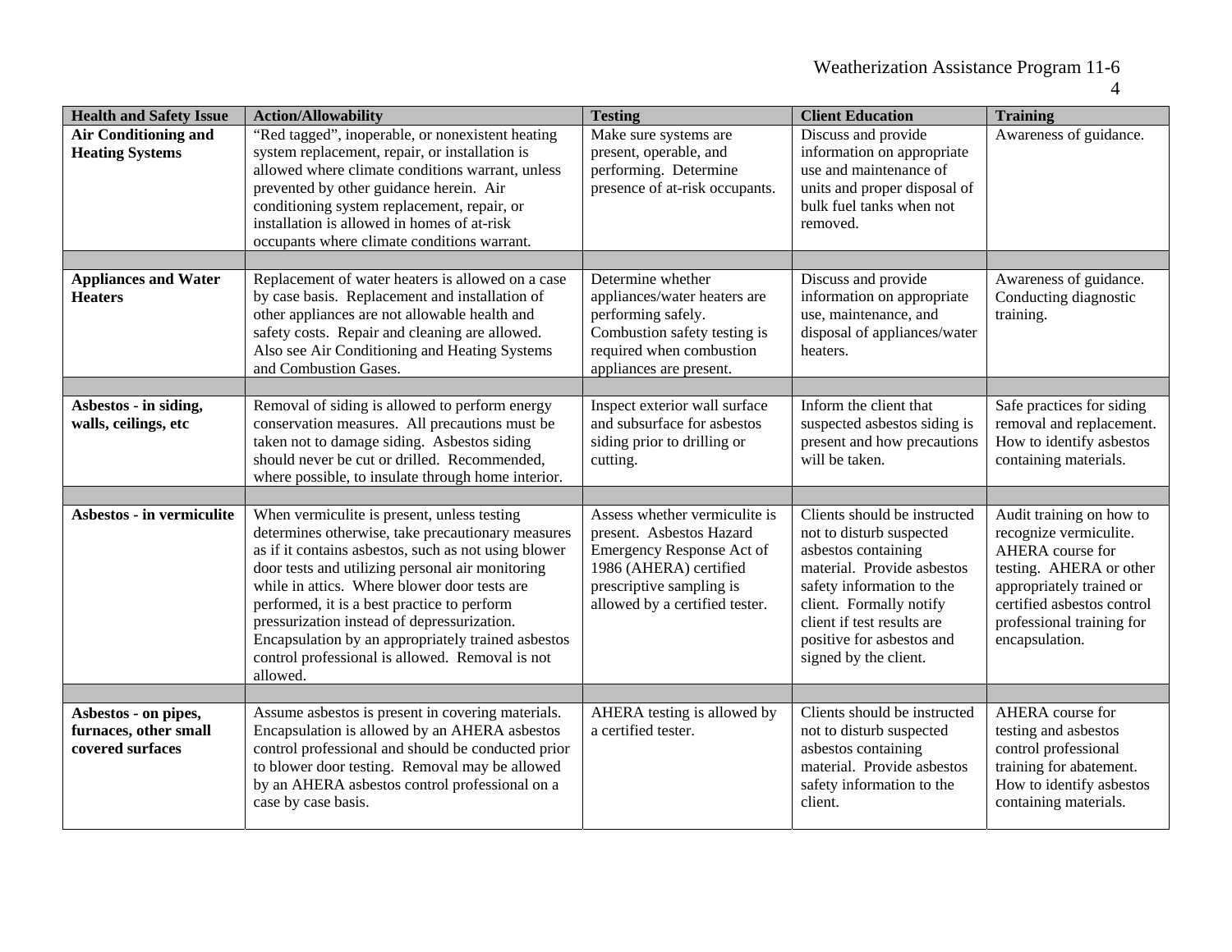| Health and Safety Issue | Action/Allowability | Testing | Client Education | Training |
|---|---|---|---|---|
| **Air Conditioning and Heating Systems** | "Red tagged", inoperable, or nonexistent heating system replacement, repair, or installation is allowed where climate conditions warrant, unless prevented by other guidance herein. Air conditioning system replacement, repair, or installation is allowed in homes of at-risk occupants where climate conditions warrant. | Make sure systems are present, operable, and performing. Determine presence of at-risk occupants. | Discuss and provide information on appropriate use and maintenance of units and proper disposal of bulk fuel tanks when not removed. | Awareness of guidance. |
| | | | | |
| **Appliances and Water Heaters** | Replacement of water heaters is allowed on a case by case basis. Replacement and installation of other appliances are not allowable health and safety costs. Repair and cleaning are allowed. Also see Air Conditioning and Heating Systems and Combustion Gases. | Determine whether appliances/water heaters are performing safely. Combustion safety testing is required when combustion appliances are present. | Discuss and provide information on appropriate use, maintenance, and disposal of appliances/water heaters. | Awareness of guidance. Conducting diagnostic training. |
| | | | | |
| **Asbestos - in siding, walls, ceilings, etc** | Removal of siding is allowed to perform energy conservation measures. All precautions must be taken not to damage siding. Asbestos siding should never be cut or drilled. Recommended, where possible, to insulate through home interior. | Inspect exterior wall surface and subsurface for asbestos siding prior to drilling or cutting. | Inform the client that suspected asbestos siding is present and how precautions will be taken. | Safe practices for siding removal and replacement. How to identify asbestos containing materials. |
| | | | | |
| **Asbestos - in vermiculite** | When vermiculite is present, unless testing determines otherwise, take precautionary measures as if it contains asbestos, such as not using blower door tests and utilizing personal air monitoring while in attics. Where blower door tests are performed, it is a best practice to perform pressurization instead of depressurization. Encapsulation by an appropriately trained asbestos control professional is allowed. Removal is not allowed. | Assess whether vermiculite is present. Asbestos Hazard Emergency Response Act of 1986 (AHERA) certified prescriptive sampling is allowed by a certified tester. | Clients should be instructed not to disturb suspected asbestos containing material. Provide asbestos safety information to the client. Formally notify client if test results are positive for asbestos and signed by the client. | Audit training on how to recognize vermiculite. AHERA course for testing. AHERA or other appropriately trained or certified asbestos control professional training for encapsulation. |
| | | | | |
| **Asbestos - on pipes, furnaces, other small covered surfaces** | Assume asbestos is present in covering materials. Encapsulation is allowed by an AHERA asbestos control professional and should be conducted prior to blower door testing. Removal may be allowed by an AHERA asbestos control professional on a case by case basis. | AHERA testing is allowed by a certified tester. | Clients should be instructed not to disturb suspected asbestos containing material. Provide asbestos safety information to the client. | AHERA course for testing and asbestos control professional training for abatement. How to identify asbestos containing materials. |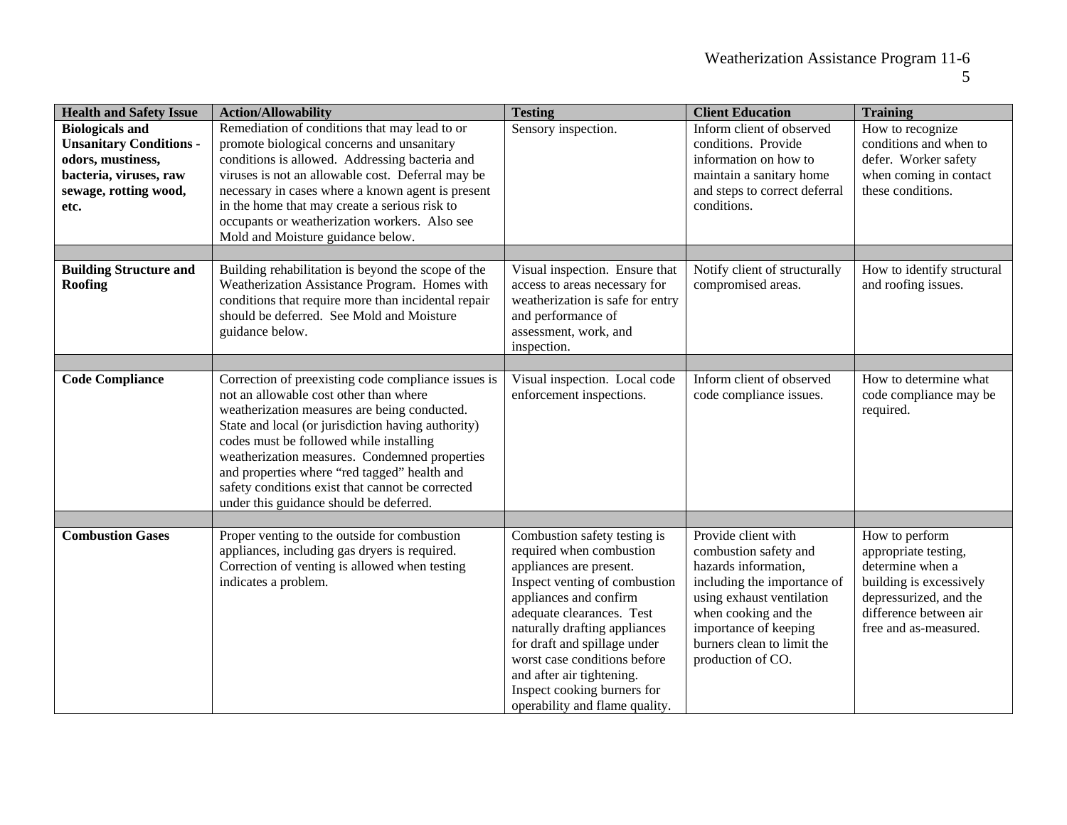| Health and Safety Issue | Action/Allowability | Testing | Client Education | Training |
|---|---|---|---|---|
| **Biologicals and Unsanitary Conditions - odors, mustiness, bacteria, viruses, raw sewage, rotting wood, etc.** | Remediation of conditions that may lead to or promote biological concerns and unsanitary conditions is allowed. Addressing bacteria and viruses is not an allowable cost. Deferral may be necessary in cases where a known agent is present in the home that may create a serious risk to occupants or weatherization workers. Also see Mold and Moisture guidance below. | Sensory inspection. | Inform client of observed conditions. Provide information on how to maintain a sanitary home and steps to correct deferral conditions. | How to recognize conditions and when to defer. Worker safety when coming in contact these conditions. |
| | | | | |
| **Building Structure and Roofing** | Building rehabilitation is beyond the scope of the Weatherization Assistance Program. Homes with conditions that require more than incidental repair should be deferred. See Mold and Moisture guidance below. | Visual inspection. Ensure that access to areas necessary for weatherization is safe for entry and performance of assessment, work, and inspection. | Notify client of structurally compromised areas. | How to identify structural and roofing issues. |
| | | | | |
| **Code Compliance** | Correction of preexisting code compliance issues is not an allowable cost other than where weatherization measures are being conducted. State and local (or jurisdiction having authority) codes must be followed while installing weatherization measures. Condemned properties and properties where "red tagged" health and safety conditions exist that cannot be corrected under this guidance should be deferred. | Visual inspection. Local code enforcement inspections. | Inform client of observed code compliance issues. | How to determine what code compliance may be required. |
| | | | | |
| **Combustion Gases** | Proper venting to the outside for combustion appliances, including gas dryers is required. Correction of venting is allowed when testing indicates a problem. | Combustion safety testing is required when combustion appliances are present. Inspect venting of combustion appliances and confirm adequate clearances. Test naturally drafting appliances for draft and spillage under worst case conditions before and after air tightening. Inspect cooking burners for operability and flame quality. | Provide client with combustion safety and hazards information, including the importance of using exhaust ventilation when cooking and the importance of keeping burners clean to limit the production of CO. | How to perform appropriate testing, determine when a building is excessively depressurized, and the difference between air free and as-measured. |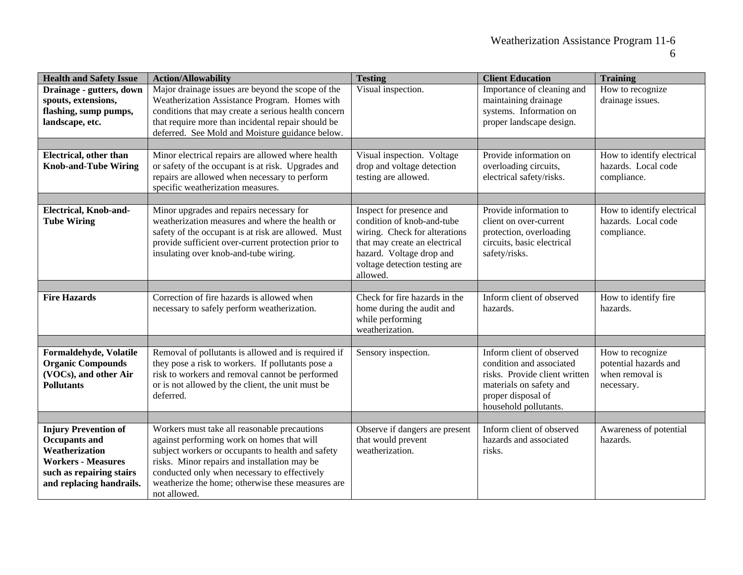| Health and Safety Issue | Action/Allowability | Testing | Client Education | Training |
|---|---|---|---|---|
| **Drainage - gutters, down spouts, extensions, flashing, sump pumps, landscape, etc.** | Major drainage issues are beyond the scope of the Weatherization Assistance Program. Homes with conditions that may create a serious health concern that require more than incidental repair should be deferred. See Mold and Moisture guidance below. | Visual inspection. | Importance of cleaning and maintaining drainage systems. Information on proper landscape design. | How to recognize drainage issues. |
| | | | | |
| **Electrical, other than Knob-and-Tube Wiring** | Minor electrical repairs are allowed where health or safety of the occupant is at risk. Upgrades and repairs are allowed when necessary to perform specific weatherization measures. | Visual inspection. Voltage drop and voltage detection testing are allowed. | Provide information on overloading circuits, electrical safety/risks. | How to identify electrical hazards. Local code compliance. |
| | | | | |
| **Electrical, Knob-and-Tube Wiring** | Minor upgrades and repairs necessary for weatherization measures and where the health or safety of the occupant is at risk are allowed. Must provide sufficient over-current protection prior to insulating over knob-and-tube wiring. | Inspect for presence and condition of knob-and-tube wiring. Check for alterations that may create an electrical hazard. Voltage drop and voltage detection testing are allowed. | Provide information to client on over-current protection, overloading circuits, basic electrical safety/risks. | How to identify electrical hazards. Local code compliance. |
| | | | | |
| **Fire Hazards** | Correction of fire hazards is allowed when necessary to safely perform weatherization. | Check for fire hazards in the home during the audit and while performing weatherization. | Inform client of observed hazards. | How to identify fire hazards. |
| | | | | |
| **Formaldehyde, Volatile Organic Compounds (VOCs), and other Air Pollutants** | Removal of pollutants is allowed and is required if they pose a risk to workers. If pollutants pose a risk to workers and removal cannot be performed or is not allowed by the client, the unit must be deferred. | Sensory inspection. | Inform client of observed condition and associated risks. Provide client written materials on safety and proper disposal of household pollutants. | How to recognize potential hazards and when removal is necessary. |
| | | | | |
| **Injury Prevention of Occupants and Weatherization Workers - Measures such as repairing stairs and replacing handrails.** | Workers must take all reasonable precautions against performing work on homes that will subject workers or occupants to health and safety risks. Minor repairs and installation may be conducted only when necessary to effectively weatherize the home; otherwise these measures are not allowed. | Observe if dangers are present that would prevent weatherization. | Inform client of observed hazards and associated risks. | Awareness of potential hazards. |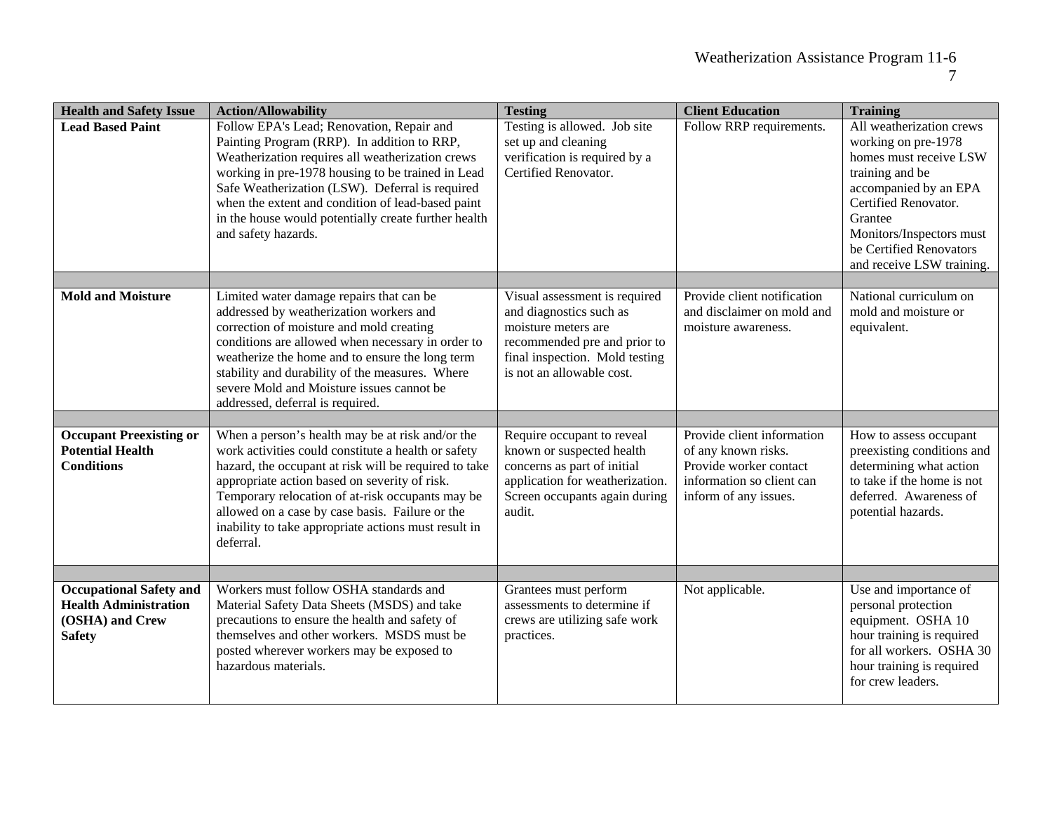| Health and Safety Issue | Action/Allowability | Testing | Client Education | Training |
|---|---|---|---|---|
| **Lead Based Paint** | Follow EPA's Lead; Renovation, Repair and Painting Program (RRP). In addition to RRP, Weatherization requires all weatherization crews working in pre-1978 housing to be trained in Lead Safe Weatherization (LSW). Deferral is required when the extent and condition of lead-based paint in the house would potentially create further health and safety hazards. | Testing is allowed. Job site set up and cleaning verification is required by a Certified Renovator. | Follow RRP requirements. | All weatherization crews working on pre-1978 homes must receive LSW training and be accompanied by an EPA Certified Renovator. Grantee Monitors/Inspectors must be Certified Renovators and receive LSW training. |
| | | | | |
| **Mold and Moisture** | Limited water damage repairs that can be addressed by weatherization workers and correction of moisture and mold creating conditions are allowed when necessary in order to weatherize the home and to ensure the long term stability and durability of the measures. Where severe Mold and Moisture issues cannot be addressed, deferral is required. | Visual assessment is required and diagnostics such as moisture meters are recommended pre and prior to final inspection. Mold testing is not an allowable cost. | Provide client notification and disclaimer on mold and moisture awareness. | National curriculum on mold and moisture or equivalent. |
| | | | | |
| **Occupant Preexisting or Potential Health Conditions** | When a person's health may be at risk and/or the work activities could constitute a health or safety hazard, the occupant at risk will be required to take appropriate action based on severity of risk. Temporary relocation of at-risk occupants may be allowed on a case by case basis. Failure or the inability to take appropriate actions must result in deferral. | Require occupant to reveal known or suspected health concerns as part of initial application for weatherization. Screen occupants again during audit. | Provide client information of any known risks. Provide worker contact information so client can inform of any issues. | How to assess occupant preexisting conditions and determining what action to take if the home is not deferred. Awareness of potential hazards. |
| | | | | |
| **Occupational Safety and Health Administration (OSHA) and Crew Safety** | Workers must follow OSHA standards and Material Safety Data Sheets (MSDS) and take precautions to ensure the health and safety of themselves and other workers. MSDS must be posted wherever workers may be exposed to hazardous materials. | Grantees must perform assessments to determine if crews are utilizing safe work practices. | Not applicable. | Use and importance of personal protection equipment. OSHA 10 hour training is required for all workers. OSHA 30 hour training is required for crew leaders. |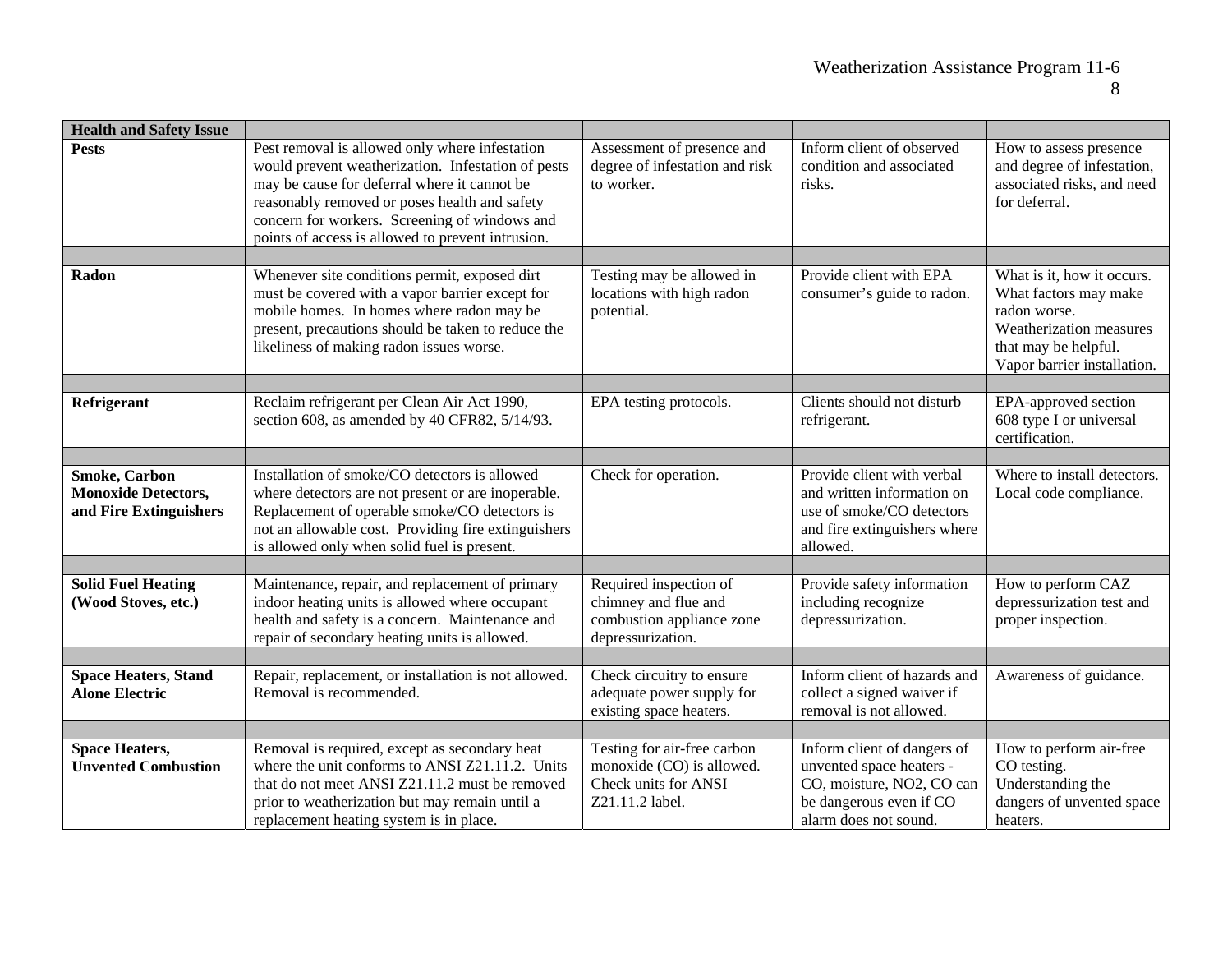| Health and Safety Issue | | | | |
|---|---|---|---|---|
| **Pests** | Pest removal is allowed only where infestation would prevent weatherization. Infestation of pests may be cause for deferral where it cannot be reasonably removed or poses health and safety concern for workers. Screening of windows and points of access is allowed to prevent intrusion. | Assessment of presence and degree of infestation and risk to worker. | Inform client of observed condition and associated risks. | How to assess presence and degree of infestation, associated risks, and need for deferral. |
| | | | | |
| **Radon** | Whenever site conditions permit, exposed dirt must be covered with a vapor barrier except for mobile homes. In homes where radon may be present, precautions should be taken to reduce the likeliness of making radon issues worse. | Testing may be allowed in locations with high radon potential. | Provide client with EPA consumer's guide to radon. | What is it, how it occurs. What factors may make radon worse. Weatherization measures that may be helpful. Vapor barrier installation. |
| | | | | |
| **Refrigerant** | Reclaim refrigerant per Clean Air Act 1990, section 608, as amended by 40 CFR82, 5/14/93. | EPA testing protocols. | Clients should not disturb refrigerant. | EPA-approved section 608 type I or universal certification. |
| | | | | |
| **Smoke, Carbon Monoxide Detectors, and Fire Extinguishers** | Installation of smoke/CO detectors is allowed where detectors are not present or are inoperable. Replacement of operable smoke/CO detectors is not an allowable cost. Providing fire extinguishers is allowed only when solid fuel is present. | Check for operation. | Provide client with verbal and written information on use of smoke/CO detectors and fire extinguishers where allowed. | Where to install detectors. Local code compliance. |
| | | | | |
| **Solid Fuel Heating (Wood Stoves, etc.)** | Maintenance, repair, and replacement of primary indoor heating units is allowed where occupant health and safety is a concern. Maintenance and repair of secondary heating units is allowed. | Required inspection of chimney and flue and combustion appliance zone depressurization. | Provide safety information including recognize depressurization. | How to perform CAZ depressurization test and proper inspection. |
| | | | | |
| **Space Heaters, Stand Alone Electric** | Repair, replacement, or installation is not allowed. Removal is recommended. | Check circuitry to ensure adequate power supply for existing space heaters. | Inform client of hazards and collect a signed waiver if removal is not allowed. | Awareness of guidance. |
| | | | | |
| **Space Heaters, Unvented Combustion** | Removal is required, except as secondary heat where the unit conforms to ANSI Z21.11.2. Units that do not meet ANSI Z21.11.2 must be removed prior to weatherization but may remain until a replacement heating system is in place. | Testing for air-free carbon monoxide (CO) is allowed. Check units for ANSI Z21.11.2 label. | Inform client of dangers of unvented space heaters - CO, moisture, $NO_2$, CO can be dangerous even if CO alarm does not sound. | How to perform air-free CO testing. Understanding the dangers of unvented space heaters. |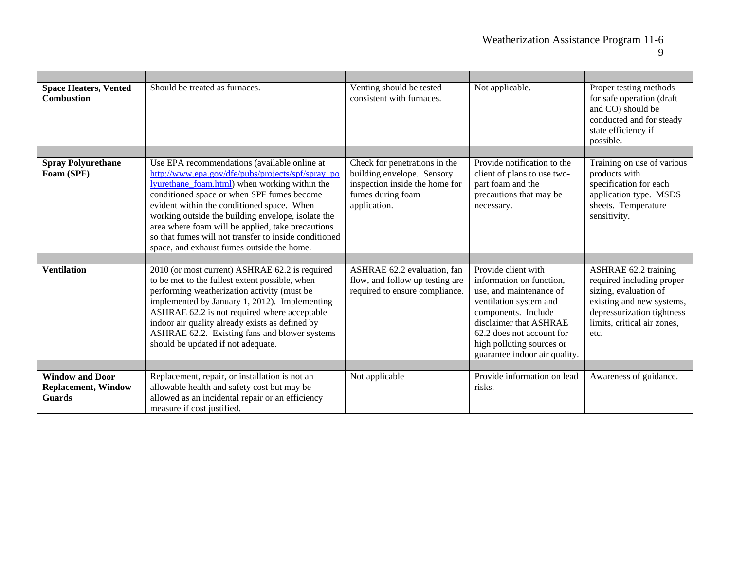| | | | | |
|---|---|---|---|---|
| **Space Heaters, Vented Combustion** | Should be treated as furnaces. | Venting should be tested consistent with furnaces. | Not applicable. | Proper testing methods for safe operation (draft and CO) should be conducted and for steady state efficiency if possible. |
| | | | | |
| **Spray Polyurethane Foam (SPF)** | Use EPA recommendations (available online at http://www.epa.gov/dfe/pubs/projects/spf/spray_polyurethane_foam.html) when working within the conditioned space or when SPF fumes become evident within the conditioned space. When working outside the building envelope, isolate the area where foam will be applied, take precautions so that fumes will not transfer to inside conditioned space, and exhaust fumes outside the home. | Check for penetrations in the building envelope. Sensory inspection inside the home for fumes during foam application. | Provide notification to the client of plans to use two-part foam and the precautions that may be necessary. | Training on use of various products with specification for each application type. MSDS sheets. Temperature sensitivity. |
| | | | | |
| **Ventilation** | 2010 (or most current) ASHRAE 62.2 is required to be met to the fullest extent possible, when performing weatherization activity (must be implemented by January 1, 2012). Implementing ASHRAE 62.2 is not required where acceptable indoor air quality already exists as defined by ASHRAE 62.2. Existing fans and blower systems should be updated if not adequate. | ASHRAE 62.2 evaluation, fan flow, and follow up testing are required to ensure compliance. | Provide client with information on function, use, and maintenance of ventilation system and components. Include disclaimer that ASHRAE 62.2 does not account for high polluting sources or guarantee indoor air quality. | ASHRAE 62.2 training required including proper sizing, evaluation of existing and new systems, depressurization tightness limits, critical air zones, etc. |
| | | | | |
| **Window and Door Replacement, Window Guards** | Replacement, repair, or installation is not an allowable health and safety cost but may be allowed as an incidental repair or an efficiency measure if cost justified. | Not applicable | Provide information on lead risks. | Awareness of guidance. |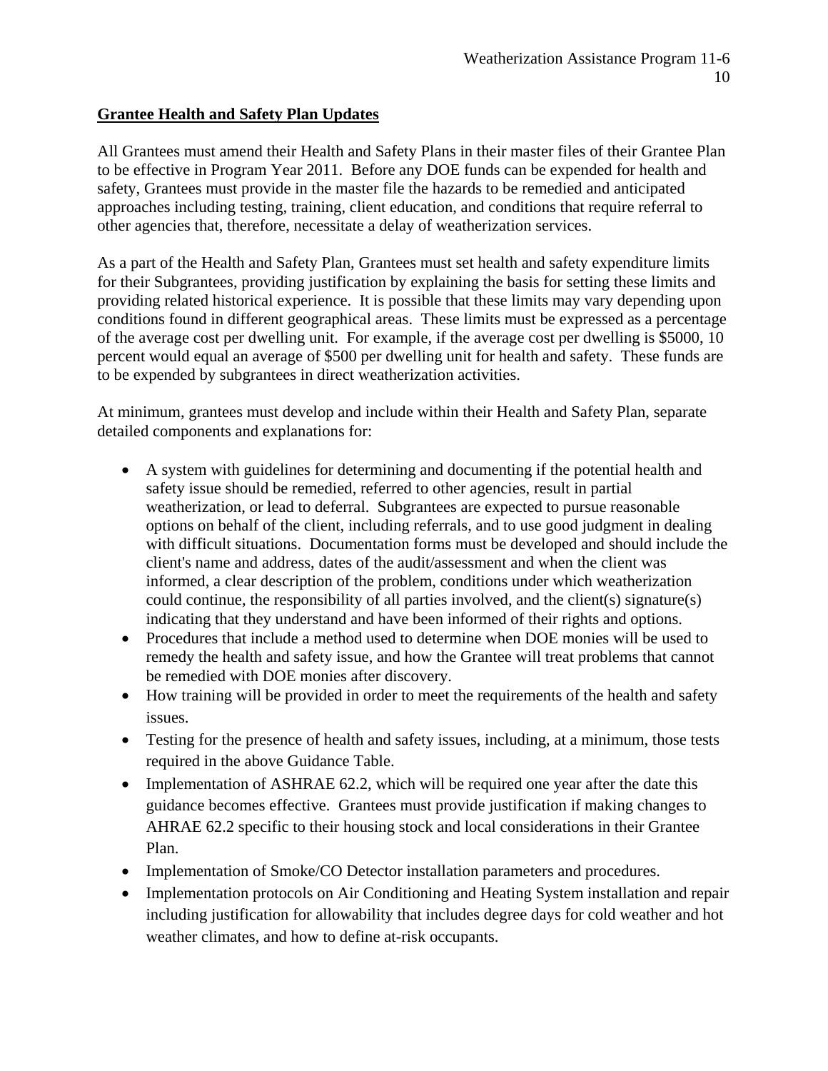**Grantee Health and Safety Plan Updates**

All Grantees must amend their Health and Safety Plans in their master files of their Grantee Plan to be effective in Program Year 2011. Before any DOE funds can be expended for health and safety, Grantees must provide in the master file the hazards to be remedied and anticipated approaches including testing, training, client education, and conditions that require referral to other agencies that, therefore, necessitate a delay of weatherization services.

As a part of the Health and Safety Plan, Grantees must set health and safety expenditure limits for their Subgrantees, providing justification by explaining the basis for setting these limits and providing related historical experience. It is possible that these limits may vary depending upon conditions found in different geographical areas. These limits must be expressed as a percentage of the average cost per dwelling unit. For example, if the average cost per dwelling is $5000, 10 percent would equal an average of $500 per dwelling unit for health and safety. These funds are to be expended by subgrantees in direct weatherization activities.

At minimum, grantees must develop and include within their Health and Safety Plan, separate detailed components and explanations for:

- A system with guidelines for determining and documenting if the potential health and safety issue should be remedied, referred to other agencies, result in partial weatherization, or lead to deferral. Subgrantees are expected to pursue reasonable options on behalf of the client, including referrals, and to use good judgment in dealing with difficult situations. Documentation forms must be developed and should include the client's name and address, dates of the audit/assessment and when the client was informed, a clear description of the problem, conditions under which weatherization could continue, the responsibility of all parties involved, and the client(s) signature(s) indicating that they understand and have been informed of their rights and options.
- Procedures that include a method used to determine when DOE monies will be used to remedy the health and safety issue, and how the Grantee will treat problems that cannot be remedied with DOE monies after discovery.
- How training will be provided in order to meet the requirements of the health and safety issues.
- Testing for the presence of health and safety issues, including, at a minimum, those tests required in the above Guidance Table.
- Implementation of ASHRAE 62.2, which will be required one year after the date this guidance becomes effective. Grantees must provide justification if making changes to AHRAE 62.2 specific to their housing stock and local considerations in their Grantee Plan.
- Implementation of Smoke/CO Detector installation parameters and procedures.
- Implementation protocols on Air Conditioning and Heating System installation and repair including justification for allowability that includes degree days for cold weather and hot weather climates, and how to define at-risk occupants.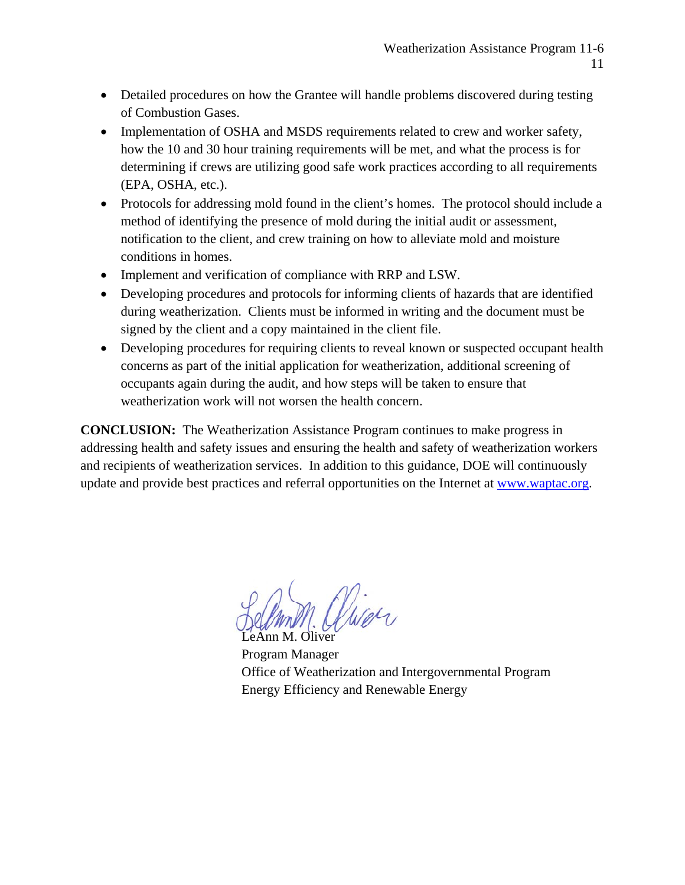- Detailed procedures on how the Grantee will handle problems discovered during testing of Combustion Gases.
- Implementation of OSHA and MSDS requirements related to crew and worker safety, how the 10 and 30 hour training requirements will be met, and what the process is for determining if crews are utilizing good safe work practices according to all requirements (EPA, OSHA, etc.).
- Protocols for addressing mold found in the client's homes. The protocol should include a method of identifying the presence of mold during the initial audit or assessment, notification to the client, and crew training on how to alleviate mold and moisture conditions in homes.
- Implement and verification of compliance with RRP and LSW.
- Developing procedures and protocols for informing clients of hazards that are identified during weatherization. Clients must be informed in writing and the document must be signed by the client and a copy maintained in the client file.
- Developing procedures for requiring clients to reveal known or suspected occupant health concerns as part of the initial application for weatherization, additional screening of occupants again during the audit, and how steps will be taken to ensure that weatherization work will not worsen the health concern.

**CONCLUSION:** The Weatherization Assistance Program continues to make progress in addressing health and safety issues and ensuring the health and safety of weatherization workers and recipients of weatherization services. In addition to this guidance, DOE will continuously update and provide best practices and referral opportunities on the Internet at www.waptac.org.

LeAnn M. Oliver
Program Manager
Office of Weatherization and Intergovernmental Program
Energy Efficiency and Renewable Energy